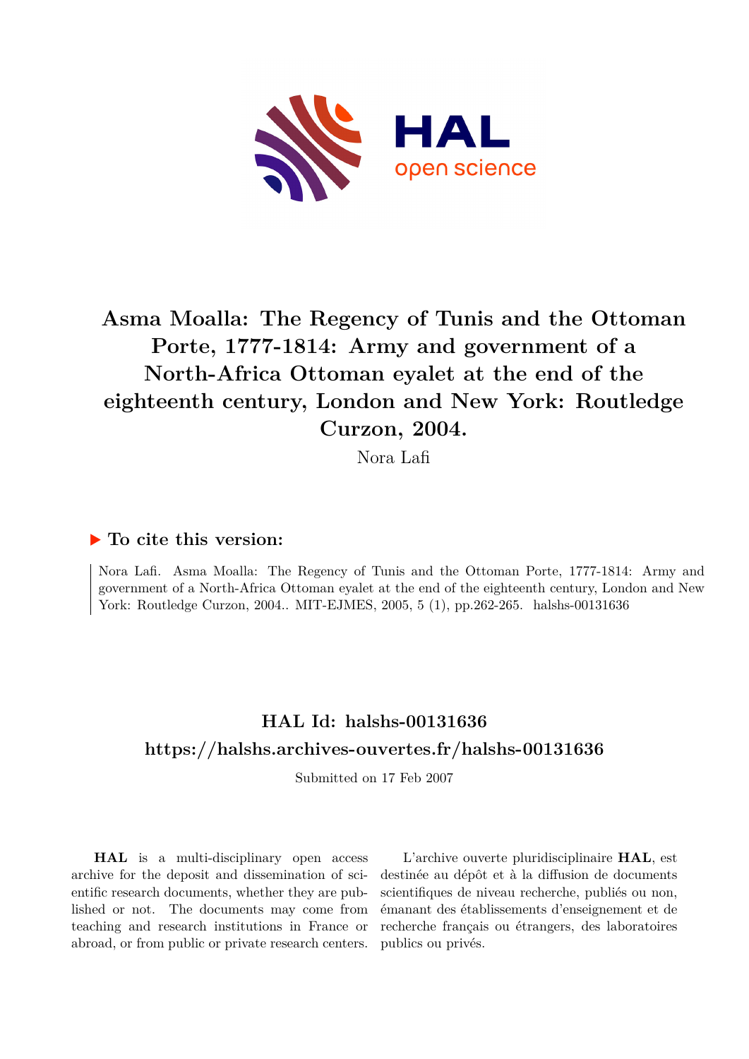# Asma Moalla: The Regency of Tunis and the Ottoman Porte, 1777-1814: Army and government of a North-Africa Ottoman eyalet at the end of the eighteenth century, London and New York: Routledge Curzon, 2004.

Nora Lafi

## ▶ To cite this version:

Nora Lafi. Asma Moalla: The Regency of Tunis and the Ottoman Porte, 1777-1814: Army and government of a North-Africa Ottoman eyalet at the end of the eighteenth century, London and New York: Routledge Curzon, 2004.. MIT-EJMES, 2005, 5 (1), pp.262-265. halshs-00131636

## HAL Id: halshs-00131636
## https://halshs.archives-ouvertes.fr/halshs-00131636

Submitted on 17 Feb 2007

**HAL** is a multi-disciplinary open access archive for the deposit and dissemination of scientific research documents, whether they are published or not. The documents may come from teaching and research institutions in France or abroad, or from public or private research centers.

L'archive ouverte pluridisciplinaire **HAL**, est destinée au dépôt et à la diffusion de documents scientifiques de niveau recherche, publiés ou non, émanant des établissements d'enseignement et de recherche français ou étrangers, des laboratoires publics ou privés.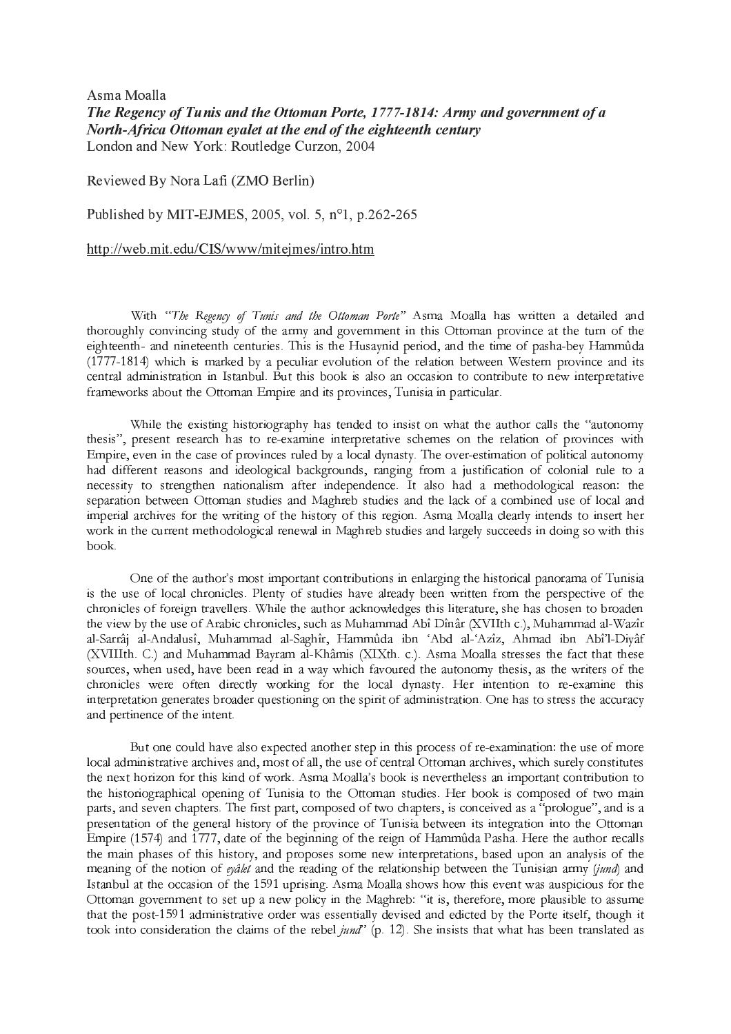Asma Moalla

***The Regency of Tunis and the Ottoman Porte, 1777-1814: Army and government of a North-Africa Ottoman eyalet at the end of the eighteenth century***

London and New York: Routledge Curzon, 2004

Reviewed By Nora Lafi (ZMO Berlin)

Published by MIT-EJMES, 2005, vol. 5, n°1, p.262-265

http://web.mit.edu/CIS/www/mitejmes/intro.htm

With *"The Regency of Tunis and the Ottoman Porte"* Asma Moalla has written a detailed and thoroughly convincing study of the army and government in this Ottoman province at the turn of the eighteenth- and nineteenth centuries. This is the Husaynid period, and the time of pasha-bey Hammûda (1777-1814) which is marked by a peculiar evolution of the relation between Western province and its central administration in Istanbul. But this book is also an occasion to contribute to new interpretative frameworks about the Ottoman Empire and its provinces, Tunisia in particular.

While the existing historiography has tended to insist on what the author calls the "autonomy thesis", present research has to re-examine interpretative schemes on the relation of provinces with Empire, even in the case of provinces ruled by a local dynasty. The over-estimation of political autonomy had different reasons and ideological backgrounds, ranging from a justification of colonial rule to a necessity to strengthen nationalism after independence. It also had a methodological reason: the separation between Ottoman studies and Maghreb studies and the lack of a combined use of local and imperial archives for the writing of the history of this region. Asma Moalla clearly intends to insert her work in the current methodological renewal in Maghreb studies and largely succeeds in doing so with this book.

One of the author's most important contributions in enlarging the historical panorama of Tunisia is the use of local chronicles. Plenty of studies have already been written from the perspective of the chronicles of foreign travellers. While the author acknowledges this literature, she has chosen to broaden the view by the use of Arabic chronicles, such as Muhammad Abî Dînâr (XVIIth c.), Muhammad al-Wazîr al-Sarrâj al-Andalusî, Muhammad al-Saghîr, Hammûda ibn 'Abd al-'Azîz, Ahmad ibn Abî'l-Diyâf (XVIIIth. C.) and Muhammad Bayram al-Khâmis (XIXth. c.). Asma Moalla stresses the fact that these sources, when used, have been read in a way which favoured the autonomy thesis, as the writers of the chronicles were often directly working for the local dynasty. Her intention to re-examine this interpretation generates broader questioning on the spirit of administration. One has to stress the accuracy and pertinence of the intent.

But one could have also expected another step in this process of re-examination: the use of more local administrative archives and, most of all, the use of central Ottoman archives, which surely constitutes the next horizon for this kind of work. Asma Moalla's book is nevertheless an important contribution to the historiographical opening of Tunisia to the Ottoman studies. Her book is composed of two main parts, and seven chapters. The first part, composed of two chapters, is conceived as a "prologue", and is a presentation of the general history of the province of Tunisia between its integration into the Ottoman Empire (1574) and 1777, date of the beginning of the reign of Hammûda Pasha. Here the author recalls the main phases of this history, and proposes some new interpretations, based upon an analysis of the meaning of the notion of *eyâlet* and the reading of the relationship between the Tunisian army (*jund*) and Istanbul at the occasion of the 1591 uprising. Asma Moalla shows how this event was auspicious for the Ottoman government to set up a new policy in the Maghreb: "it is, therefore, more plausible to assume that the post-1591 administrative order was essentially devised and edicted by the Porte itself, though it took into consideration the claims of the rebel *jund*" (p. 12). She insists that what has been translated as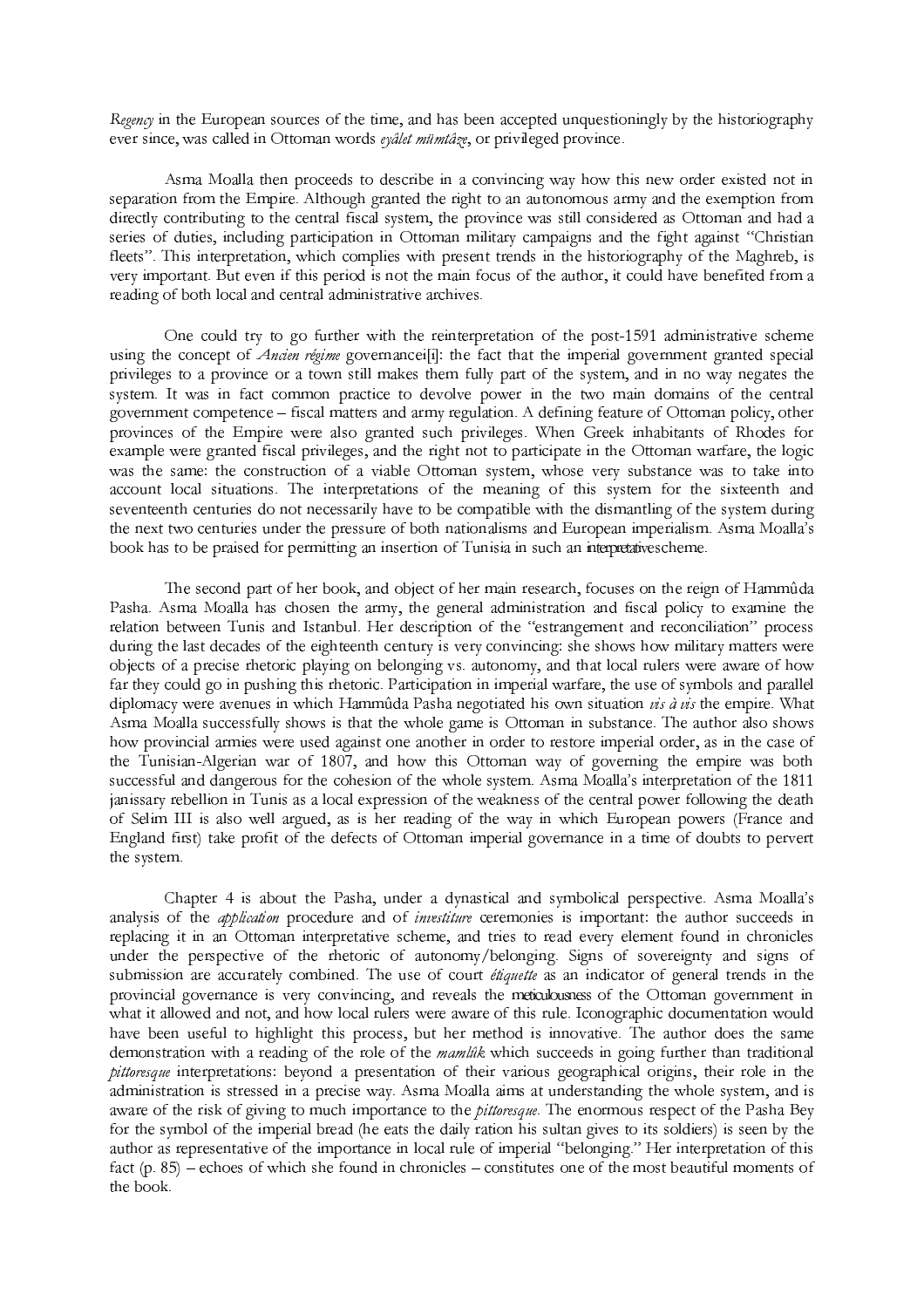*Regency* in the European sources of the time, and has been accepted unquestioningly by the historiography ever since, was called in Ottoman words *eyâlet mümtâze*, or privileged province.

Asma Moalla then proceeds to describe in a convincing way how this new order existed not in separation from the Empire. Although granted the right to an autonomous army and the exemption from directly contributing to the central fiscal system, the province was still considered as Ottoman and had a series of duties, including participation in Ottoman military campaigns and the fight against "Christian fleets". This interpretation, which complies with present trends in the historiography of the Maghreb, is very important. But even if this period is not the main focus of the author, it could have benefited from a reading of both local and central administrative archives.

One could try to go further with the reinterpretation of the post-1591 administrative scheme using the concept of *Ancien régime* governance[i]: the fact that the imperial government granted special privileges to a province or a town still makes them fully part of the system, and in no way negates the system. It was in fact common practice to devolve power in the two main domains of the central government competence – fiscal matters and army regulation. A defining feature of Ottoman policy, other provinces of the Empire were also granted such privileges. When Greek inhabitants of Rhodes for example were granted fiscal privileges, and the right not to participate in the Ottoman warfare, the logic was the same: the construction of a viable Ottoman system, whose very substance was to take into account local situations. The interpretations of the meaning of this system for the sixteenth and seventeenth centuries do not necessarily have to be compatible with the dismantling of the system during the next two centuries under the pressure of both nationalisms and European imperialism. Asma Moalla's book has to be praised for permitting an insertion of Tunisia in such an interpretative scheme.

The second part of her book, and object of her main research, focuses on the reign of Hammûda Pasha. Asma Moalla has chosen the army, the general administration and fiscal policy to examine the relation between Tunis and Istanbul. Her description of the "estrangement and reconciliation" process during the last decades of the eighteenth century is very convincing: she shows how military matters were objects of a precise rhetoric playing on belonging vs. autonomy, and that local rulers were aware of how far they could go in pushing this rhetoric. Participation in imperial warfare, the use of symbols and parallel diplomacy were avenues in which Hammûda Pasha negotiated his own situation *vis à vis* the empire. What Asma Moalla successfully shows is that the whole game is Ottoman in substance. The author also shows how provincial armies were used against one another in order to restore imperial order, as in the case of the Tunisian-Algerian war of 1807, and how this Ottoman way of governing the empire was both successful and dangerous for the cohesion of the whole system. Asma Moalla's interpretation of the 1811 janissary rebellion in Tunis as a local expression of the weakness of the central power following the death of Selim III is also well argued, as is her reading of the way in which European powers (France and England first) take profit of the defects of Ottoman imperial governance in a time of doubts to pervert the system.

Chapter 4 is about the Pasha, under a dynastical and symbolical perspective. Asma Moalla's analysis of the *application* procedure and of *investiture* ceremonies is important: the author succeeds in replacing it in an Ottoman interpretative scheme, and tries to read every element found in chronicles under the perspective of the rhetoric of autonomy/belonging. Signs of sovereignty and signs of submission are accurately combined. The use of court *étiquette* as an indicator of general trends in the provincial governance is very convincing, and reveals the meticulousness of the Ottoman government in what it allowed and not, and how local rulers were aware of this rule. Iconographic documentation would have been useful to highlight this process, but her method is innovative. The author does the same demonstration with a reading of the role of the *mamlûk* which succeeds in going further than traditional *pittoresque* interpretations: beyond a presentation of their various geographical origins, their role in the administration is stressed in a precise way. Asma Moalla aims at understanding the whole system, and is aware of the risk of giving to much importance to the *pittoresque*. The enormous respect of the Pasha Bey for the symbol of the imperial bread (he eats the daily ration his sultan gives to its soldiers) is seen by the author as representative of the importance in local rule of imperial "belonging." Her interpretation of this fact (p. 85) – echoes of which she found in chronicles – constitutes one of the most beautiful moments of the book.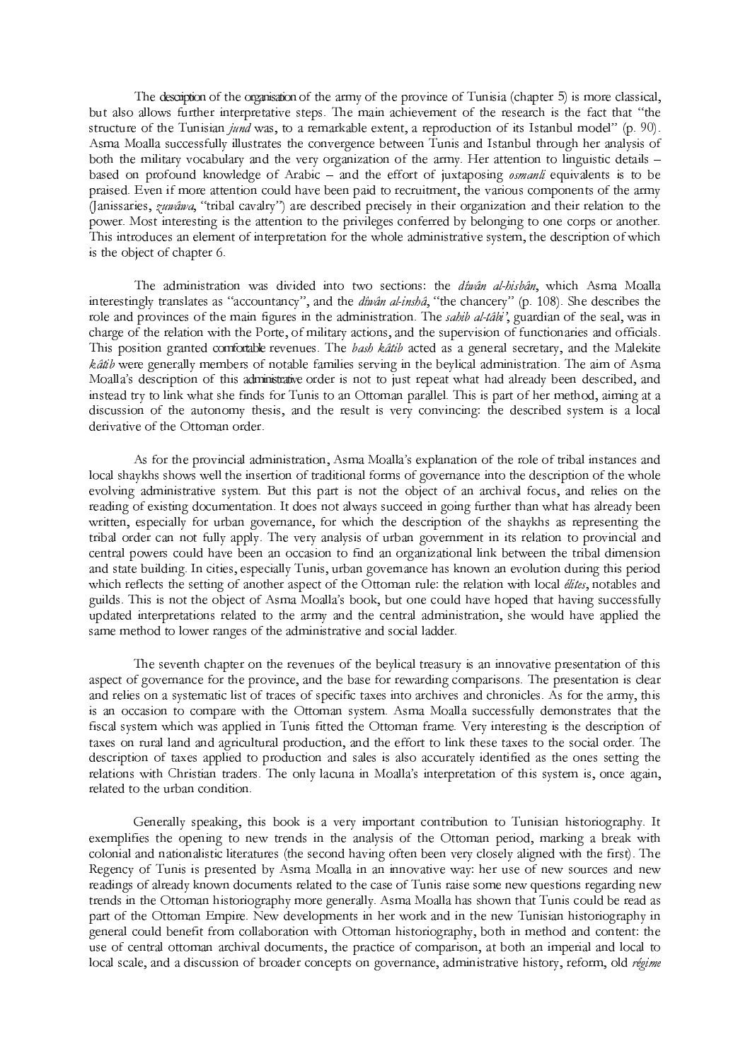The description of the organisation of the army of the province of Tunisia (chapter 5) is more classical, but also allows further interpretative steps. The main achievement of the research is the fact that "the structure of the Tunisian *jund* was, to a remarkable extent, a reproduction of its Istanbul model" (p. 90). Asma Moalla successfully illustrates the convergence between Tunis and Istanbul through her analysis of both the military vocabulary and the very organization of the army. Her attention to linguistic details – based on profound knowledge of Arabic – and the effort of juxtaposing *osmanli* equivalents is to be praised. Even if more attention could have been paid to recruitment, the various components of the army (Janissaries, *zuwâwa*, "tribal cavalry") are described precisely in their organization and their relation to the power. Most interesting is the attention to the privileges conferred by belonging to one corps or another. This introduces an element of interpretation for the whole administrative system, the description of which is the object of chapter 6.

The administration was divided into two sections: the *dîwân al-hisbân*, which Asma Moalla interestingly translates as "accountancy", and the *dîwân al-inshâ*, "the chancery" (p. 108). She describes the role and provinces of the main figures in the administration. The *sahib al-tâbi'*, guardian of the seal, was in charge of the relation with the Porte, of military actions, and the supervision of functionaries and officials. This position granted comfortable revenues. The *bash kâtib* acted as a general secretary, and the Malekite *kâtib* were generally members of notable families serving in the beylical administration. The aim of Asma Moalla's description of this administrative order is not to just repeat what had already been described, and instead try to link what she finds for Tunis to an Ottoman parallel. This is part of her method, aiming at a discussion of the autonomy thesis, and the result is very convincing: the described system is a local derivative of the Ottoman order.

As for the provincial administration, Asma Moalla's explanation of the role of tribal instances and local shaykhs shows well the insertion of traditional forms of governance into the description of the whole evolving administrative system. But this part is not the object of an archival focus, and relies on the reading of existing documentation. It does not always succeed in going further than what has already been written, especially for urban governance, for which the description of the shaykhs as representing the tribal order can not fully apply. The very analysis of urban government in its relation to provincial and central powers could have been an occasion to find an organizational link between the tribal dimension and state building. In cities, especially Tunis, urban governance has known an evolution during this period which reflects the setting of another aspect of the Ottoman rule: the relation with local *élites*, notables and guilds. This is not the object of Asma Moalla's book, but one could have hoped that having successfully updated interpretations related to the army and the central administration, she would have applied the same method to lower ranges of the administrative and social ladder.

The seventh chapter on the revenues of the beylical treasury is an innovative presentation of this aspect of governance for the province, and the base for rewarding comparisons. The presentation is clear and relies on a systematic list of traces of specific taxes into archives and chronicles. As for the army, this is an occasion to compare with the Ottoman system. Asma Moalla successfully demonstrates that the fiscal system which was applied in Tunis fitted the Ottoman frame. Very interesting is the description of taxes on rural land and agricultural production, and the effort to link these taxes to the social order. The description of taxes applied to production and sales is also accurately identified as the ones setting the relations with Christian traders. The only lacuna in Moalla's interpretation of this system is, once again, related to the urban condition.

Generally speaking, this book is a very important contribution to Tunisian historiography. It exemplifies the opening to new trends in the analysis of the Ottoman period, marking a break with colonial and nationalistic literatures (the second having often been very closely aligned with the first). The Regency of Tunis is presented by Asma Moalla in an innovative way: her use of new sources and new readings of already known documents related to the case of Tunis raise some new questions regarding new trends in the Ottoman historiography more generally. Asma Moalla has shown that Tunis could be read as part of the Ottoman Empire. New developments in her work and in the new Tunisian historiography in general could benefit from collaboration with Ottoman historiography, both in method and content: the use of central ottoman archival documents, the practice of comparison, at both an imperial and local to local scale, and a discussion of broader concepts on governance, administrative history, reform, old *régime*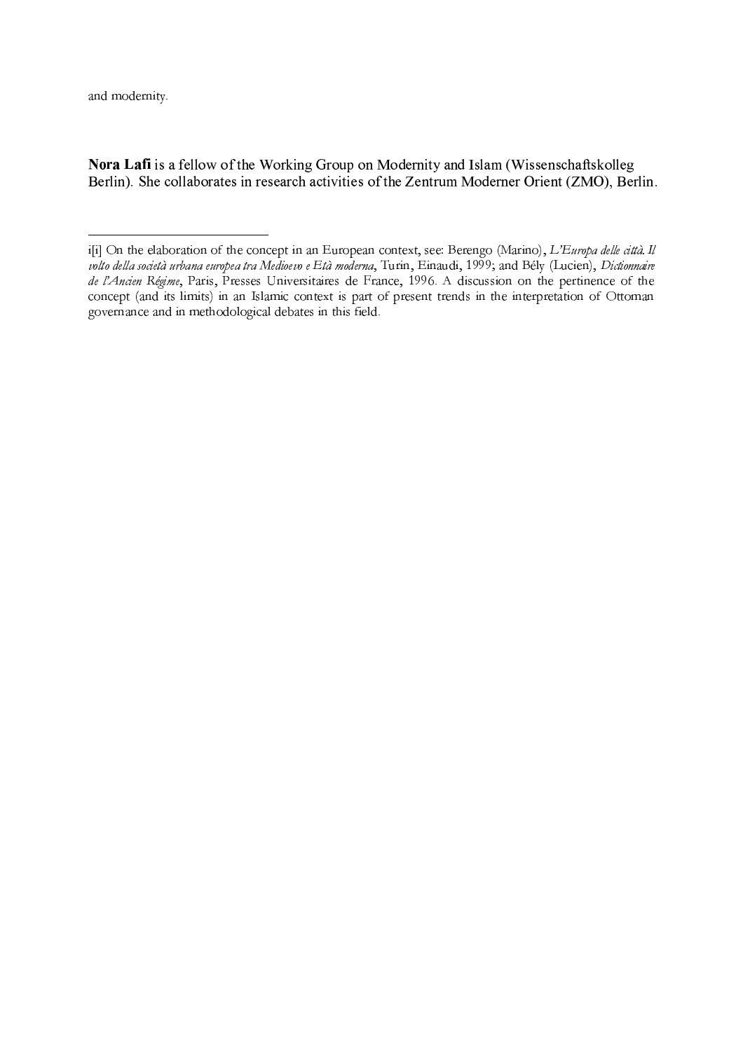and modernity.

**Nora Lafi** is a fellow of the Working Group on Modernity and Islam (Wissenschaftskolleg Berlin). She collaborates in research activities of the Zentrum Moderner Orient (ZMO), Berlin.

---

i[i] On the elaboration of the concept in an European context, see: Berengo (Marino), *L'Europa delle città. Il volto della società urbana europea tra Medioevo e Età moderna*, Turin, Einaudi, 1999; and Bély (Lucien), *Dictionnaire de l'Ancien Régime*, Paris, Presses Universitaires de France, 1996. A discussion on the pertinence of the concept (and its limits) in an Islamic context is part of present trends in the interpretation of Ottoman governance and in methodological debates in this field.